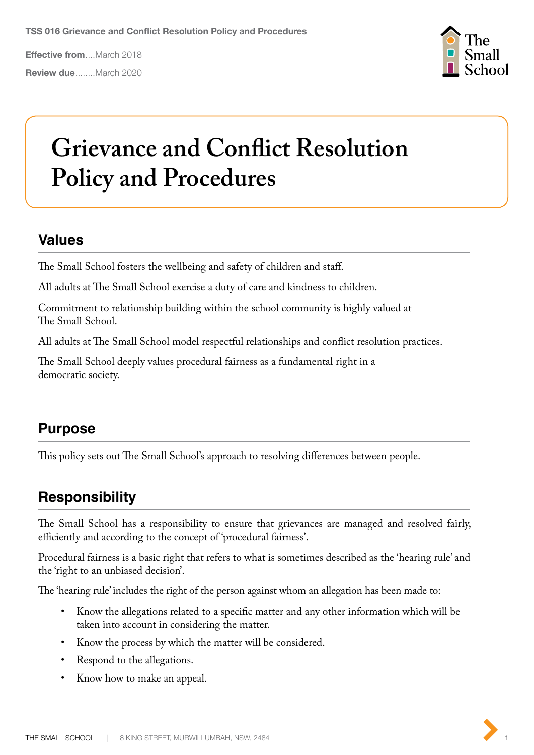TSS 016 Grievance and Conflict Resolution Policy and Procedures

**Effective from**....March 2018

**Review due**........March 2020

# Grievance and Conflict Resolution Policy and Procedures

## Values

The Small School fosters the wellbeing and safety of children and staff.

All adults at The Small School exercise a duty of care and kindness to children.

Commitment to relationship building within the school community is highly valued at The Small School.

All adults at The Small School model respectful relationships and conflict resolution practices.

The Small School deeply values procedural fairness as a fundamental right in a democratic society.

## Purpose

This policy sets out The Small School's approach to resolving differences between people.

## Responsibility

The Small School has a responsibility to ensure that grievances are managed and resolved fairly, efficiently and according to the concept of 'procedural fairness'.

Procedural fairness is a basic right that refers to what is sometimes described as the 'hearing rule' and the 'right to an unbiased decision'.

The 'hearing rule' includes the right of the person against whom an allegation has been made to:

- Know the allegations related to a specific matter and any other information which will be taken into account in considering the matter.
- Know the process by which the matter will be considered.
- Respond to the allegations.
- Know how to make an appeal.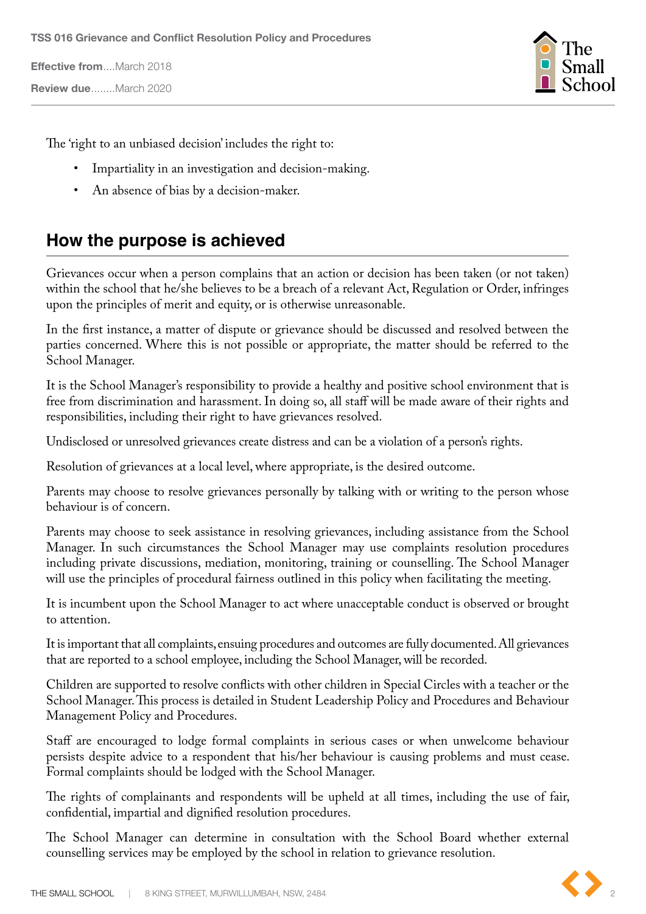The 'right to an unbiased decision' includes the right to:

- Impartiality in an investigation and decision-making.
- An absence of bias by a decision-maker.

## How the purpose is achieved

Grievances occur when a person complains that an action or decision has been taken (or not taken) within the school that he/she believes to be a breach of a relevant Act, Regulation or Order, infringes upon the principles of merit and equity, or is otherwise unreasonable.

In the first instance, a matter of dispute or grievance should be discussed and resolved between the parties concerned. Where this is not possible or appropriate, the matter should be referred to the School Manager.

It is the School Manager's responsibility to provide a healthy and positive school environment that is free from discrimination and harassment. In doing so, all staff will be made aware of their rights and responsibilities, including their right to have grievances resolved.

Undisclosed or unresolved grievances create distress and can be a violation of a person's rights.

Resolution of grievances at a local level, where appropriate, is the desired outcome.

Parents may choose to resolve grievances personally by talking with or writing to the person whose behaviour is of concern.

Parents may choose to seek assistance in resolving grievances, including assistance from the School Manager. In such circumstances the School Manager may use complaints resolution procedures including private discussions, mediation, monitoring, training or counselling. The School Manager will use the principles of procedural fairness outlined in this policy when facilitating the meeting.

It is incumbent upon the School Manager to act where unacceptable conduct is observed or brought to attention.

It is important that all complaints, ensuing procedures and outcomes are fully documented. All grievances that are reported to a school employee, including the School Manager, will be recorded.

Children are supported to resolve conflicts with other children in Special Circles with a teacher or the School Manager. This process is detailed in Student Leadership Policy and Procedures and Behaviour Management Policy and Procedures.

Staff are encouraged to lodge formal complaints in serious cases or when unwelcome behaviour persists despite advice to a respondent that his/her behaviour is causing problems and must cease. Formal complaints should be lodged with the School Manager.

The rights of complainants and respondents will be upheld at all times, including the use of fair, confidential, impartial and dignified resolution procedures.

The School Manager can determine in consultation with the School Board whether external counselling services may be employed by the school in relation to grievance resolution.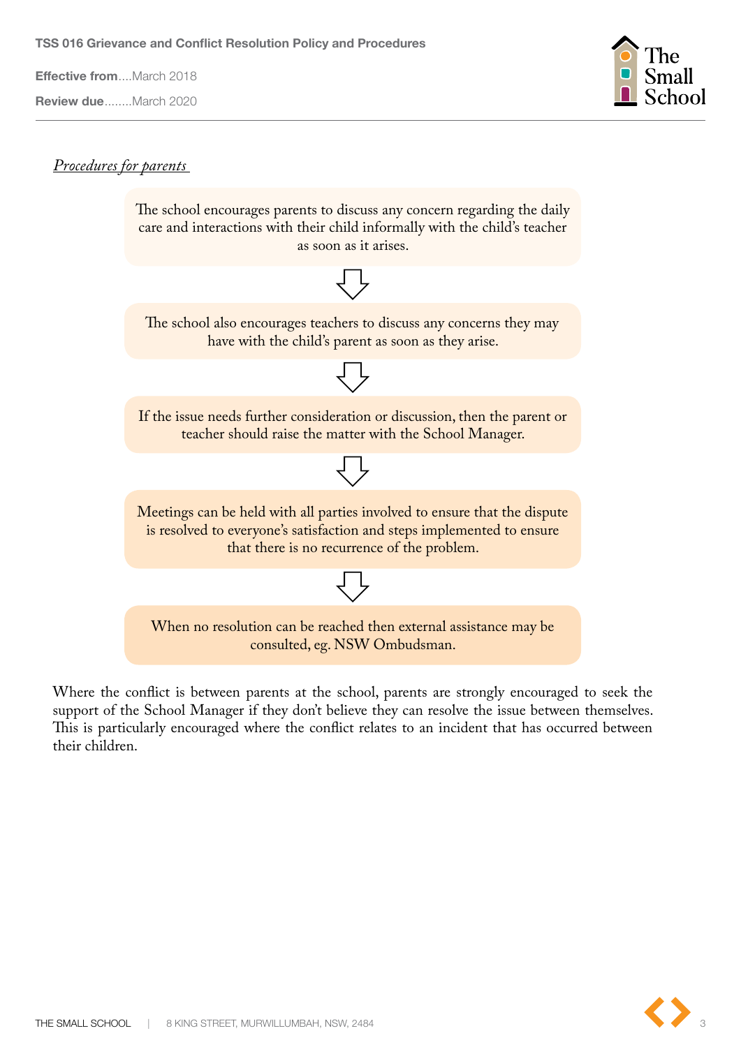*Procedures for parents*

The school encourages parents to discuss any concern regarding the daily care and interactions with their child informally with the child's teacher as soon as it arises.

↓

The school also encourages teachers to discuss any concerns they may have with the child's parent as soon as they arise.

↓

If the issue needs further consideration or discussion, then the parent or teacher should raise the matter with the School Manager.

↓

Meetings can be held with all parties involved to ensure that the dispute is resolved to everyone's satisfaction and steps implemented to ensure that there is no recurrence of the problem.

↓

When no resolution can be reached then external assistance may be consulted, eg. NSW Ombudsman.

Where the conflict is between parents at the school, parents are strongly encouraged to seek the support of the School Manager if they don't believe they can resolve the issue between themselves. This is particularly encouraged where the conflict relates to an incident that has occurred between their children.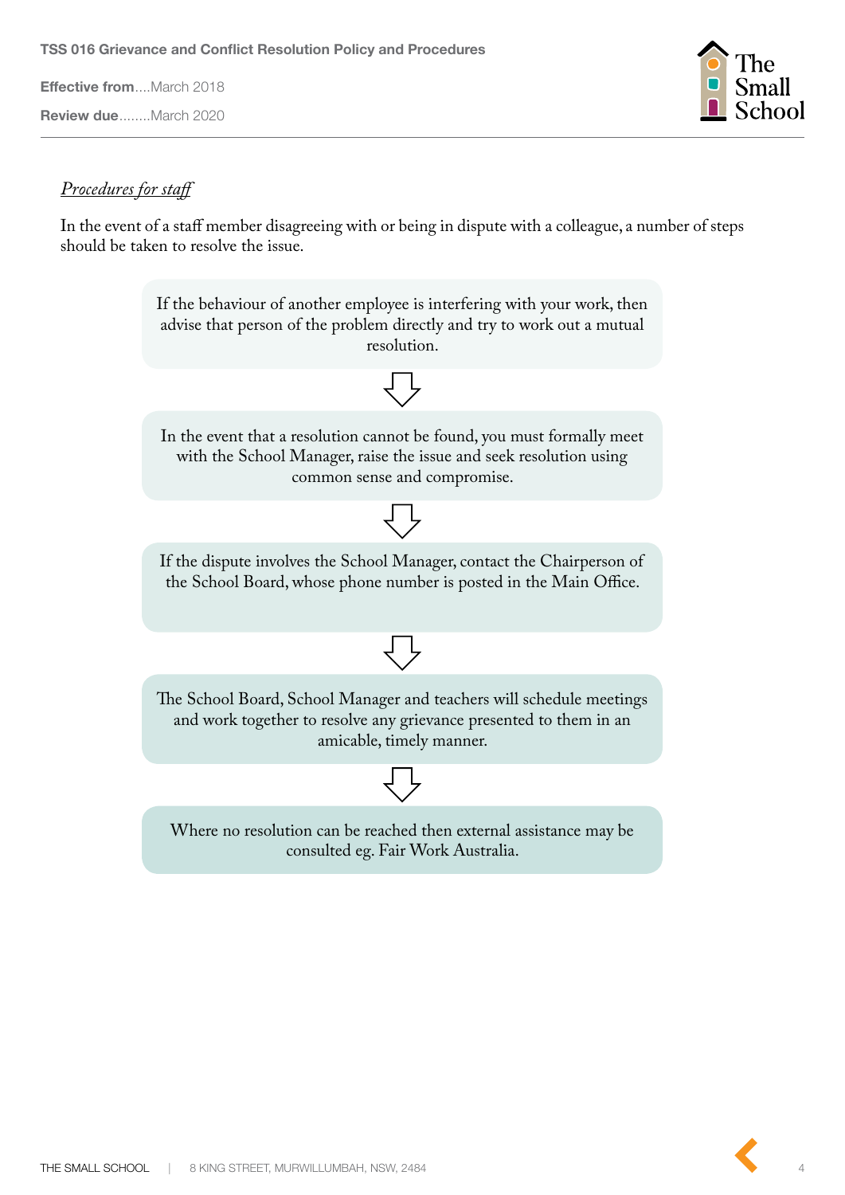*Procedures for staff*

In the event of a staff member disagreeing with or being in dispute with a colleague, a number of steps should be taken to resolve the issue.

If the behaviour of another employee is interfering with your work, then advise that person of the problem directly and try to work out a mutual resolution.

↓

In the event that a resolution cannot be found, you must formally meet with the School Manager, raise the issue and seek resolution using common sense and compromise.

↓

If the dispute involves the School Manager, contact the Chairperson of the School Board, whose phone number is posted in the Main Office.

↓

The School Board, School Manager and teachers will schedule meetings and work together to resolve any grievance presented to them in an amicable, timely manner.

↓

Where no resolution can be reached then external assistance may be consulted eg. Fair Work Australia.